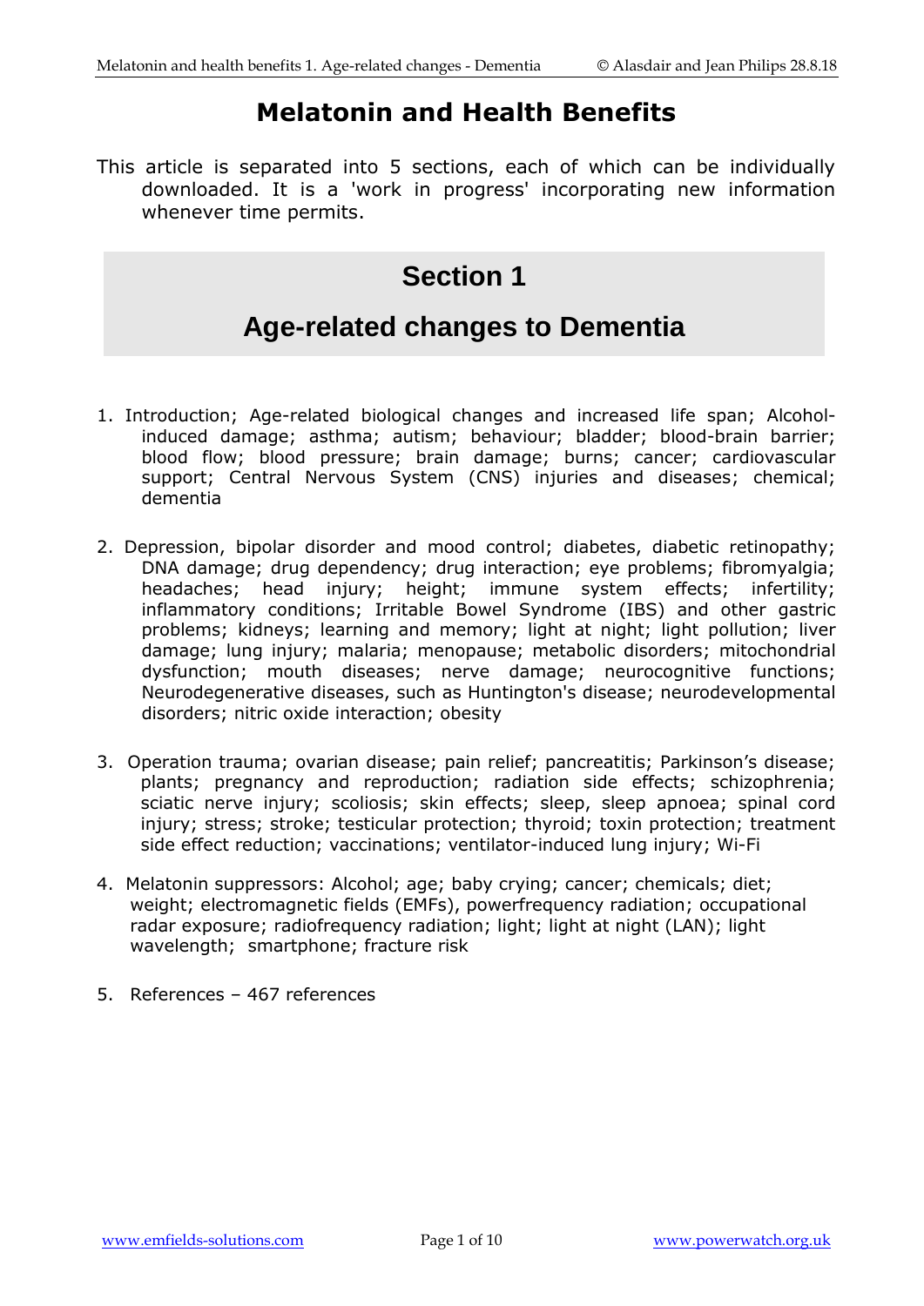# Melatonin and Health Benefits

This article is separated into 5 sections, each of which can be individually downloaded. It is a 'work in progress' incorporating new information whenever time permits.

## Section 1

## Age-related changes to Dementia

1. Introduction; Age-related biological changes and increased life span; Alcohol-induced damage; asthma; autism; behaviour; bladder; blood-brain barrier; blood flow; blood pressure; brain damage; burns; cancer; cardiovascular support; Central Nervous System (CNS) injuries and diseases; chemical; dementia

2. Depression, bipolar disorder and mood control; diabetes, diabetic retinopathy; DNA damage; drug dependency; drug interaction; eye problems; fibromyalgia; headaches; head injury; height; immune system effects; infertility; inflammatory conditions; Irritable Bowel Syndrome (IBS) and other gastric problems; kidneys; learning and memory; light at night; light pollution; liver damage; lung injury; malaria; menopause; metabolic disorders; mitochondrial dysfunction; mouth diseases; nerve damage; neurocognitive functions; Neurodegenerative diseases, such as Huntington's disease; neurodevelopmental disorders; nitric oxide interaction; obesity

3. Operation trauma; ovarian disease; pain relief; pancreatitis; Parkinson's disease; plants; pregnancy and reproduction; radiation side effects; schizophrenia; sciatic nerve injury; scoliosis; skin effects; sleep, sleep apnoea; spinal cord injury; stress; stroke; testicular protection; thyroid; toxin protection; treatment side effect reduction; vaccinations; ventilator-induced lung injury; Wi-Fi

4. Melatonin suppressors: Alcohol; age; baby crying; cancer; chemicals; diet; weight; electromagnetic fields (EMFs), powerfrequency radiation; occupational radar exposure; radiofrequency radiation; light; light at night (LAN); light wavelength; smartphone; fracture risk

5. References – 467 references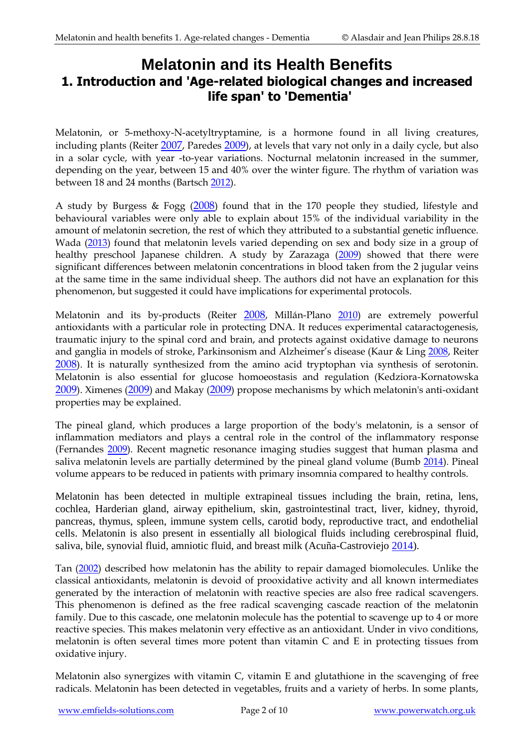# Melatonin and its Health Benefits

## 1. Introduction and 'Age-related biological changes and increased life span' to 'Dementia'

Melatonin, or 5-methoxy-N-acetyltryptamine, is a hormone found in all living creatures, including plants (Reiter 2007, Paredes 2009), at levels that vary not only in a daily cycle, but also in a solar cycle, with year -to-year variations. Nocturnal melatonin increased in the summer, depending on the year, between 15 and 40% over the winter figure. The rhythm of variation was between 18 and 24 months (Bartsch 2012).

A study by Burgess & Fogg (2008) found that in the 170 people they studied, lifestyle and behavioural variables were only able to explain about 15% of the individual variability in the amount of melatonin secretion, the rest of which they attributed to a substantial genetic influence. Wada (2013) found that melatonin levels varied depending on sex and body size in a group of healthy preschool Japanese children. A study by Zarazaga (2009) showed that there were significant differences between melatonin concentrations in blood taken from the 2 jugular veins at the same time in the same individual sheep. The authors did not have an explanation for this phenomenon, but suggested it could have implications for experimental protocols.

Melatonin and its by-products (Reiter 2008, Millán-Plano 2010) are extremely powerful antioxidants with a particular role in protecting DNA. It reduces experimental cataractogenesis, traumatic injury to the spinal cord and brain, and protects against oxidative damage to neurons and ganglia in models of stroke, Parkinsonism and Alzheimer's disease (Kaur & Ling 2008, Reiter 2008). It is naturally synthesized from the amino acid tryptophan via synthesis of serotonin. Melatonin is also essential for glucose homoeostasis and regulation (Kedziora-Kornatowska 2009). Ximenes (2009) and Makay (2009) propose mechanisms by which melatonin's anti-oxidant properties may be explained.

The pineal gland, which produces a large proportion of the body's melatonin, is a sensor of inflammation mediators and plays a central role in the control of the inflammatory response (Fernandes 2009). Recent magnetic resonance imaging studies suggest that human plasma and saliva melatonin levels are partially determined by the pineal gland volume (Bumb 2014). Pineal volume appears to be reduced in patients with primary insomnia compared to healthy controls.

Melatonin has been detected in multiple extrapineal tissues including the brain, retina, lens, cochlea, Harderian gland, airway epithelium, skin, gastrointestinal tract, liver, kidney, thyroid, pancreas, thymus, spleen, immune system cells, carotid body, reproductive tract, and endothelial cells. Melatonin is also present in essentially all biological fluids including cerebrospinal fluid, saliva, bile, synovial fluid, amniotic fluid, and breast milk (Acuña-Castroviejo 2014).

Tan (2002) described how melatonin has the ability to repair damaged biomolecules. Unlike the classical antioxidants, melatonin is devoid of prooxidative activity and all known intermediates generated by the interaction of melatonin with reactive species are also free radical scavengers. This phenomenon is defined as the free radical scavenging cascade reaction of the melatonin family. Due to this cascade, one melatonin molecule has the potential to scavenge up to 4 or more reactive species. This makes melatonin very effective as an antioxidant. Under in vivo conditions, melatonin is often several times more potent than vitamin C and E in protecting tissues from oxidative injury.

Melatonin also synergizes with vitamin C, vitamin E and glutathione in the scavenging of free radicals. Melatonin has been detected in vegetables, fruits and a variety of herbs. In some plants,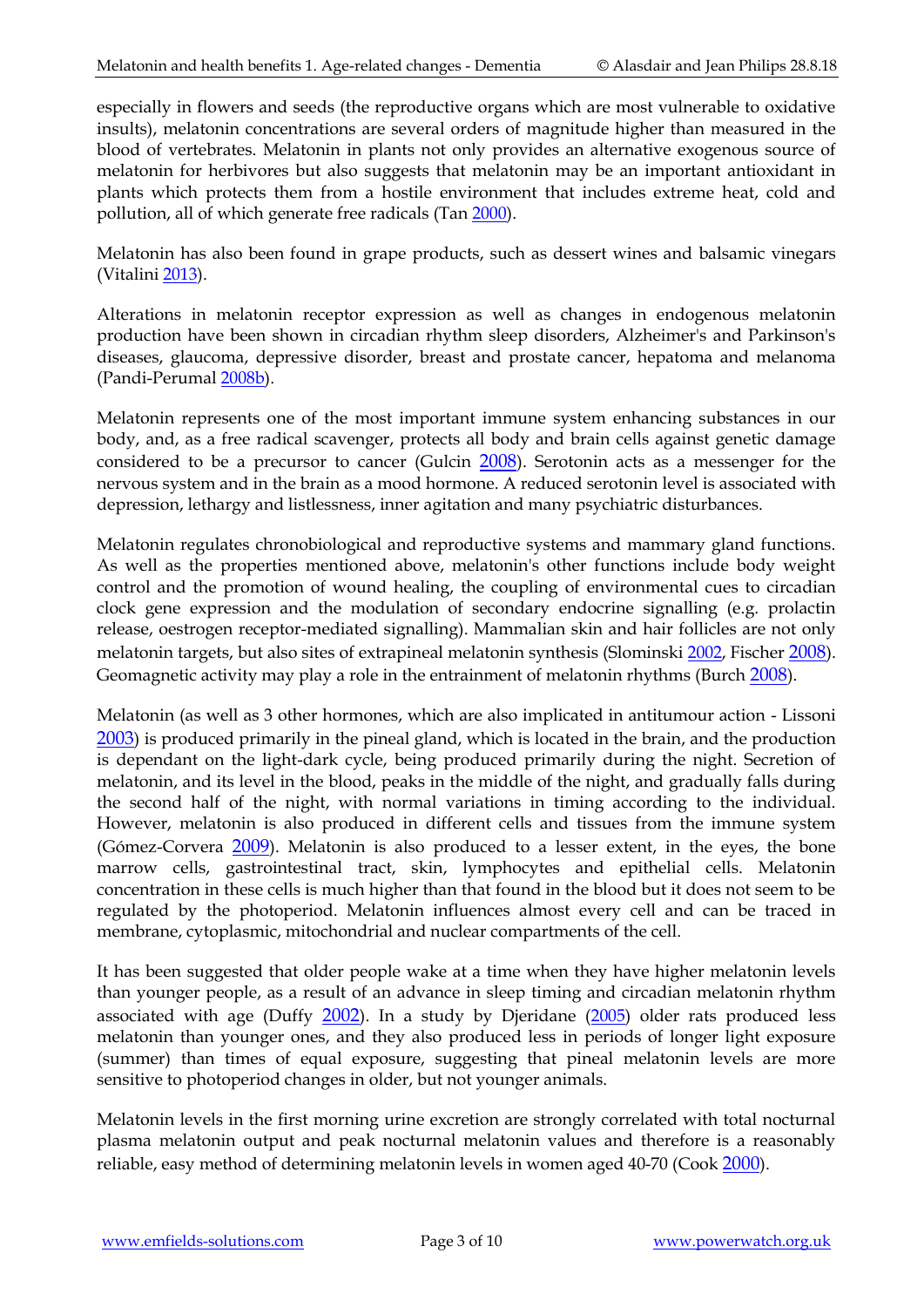especially in flowers and seeds (the reproductive organs which are most vulnerable to oxidative insults), melatonin concentrations are several orders of magnitude higher than measured in the blood of vertebrates. Melatonin in plants not only provides an alternative exogenous source of melatonin for herbivores but also suggests that melatonin may be an important antioxidant in plants which protects them from a hostile environment that includes extreme heat, cold and pollution, all of which generate free radicals (Tan 2000).

Melatonin has also been found in grape products, such as dessert wines and balsamic vinegars (Vitalini 2013).

Alterations in melatonin receptor expression as well as changes in endogenous melatonin production have been shown in circadian rhythm sleep disorders, Alzheimer's and Parkinson's diseases, glaucoma, depressive disorder, breast and prostate cancer, hepatoma and melanoma (Pandi-Perumal 2008b).

Melatonin represents one of the most important immune system enhancing substances in our body, and, as a free radical scavenger, protects all body and brain cells against genetic damage considered to be a precursor to cancer (Gulcin 2008). Serotonin acts as a messenger for the nervous system and in the brain as a mood hormone. A reduced serotonin level is associated with depression, lethargy and listlessness, inner agitation and many psychiatric disturbances.

Melatonin regulates chronobiological and reproductive systems and mammary gland functions. As well as the properties mentioned above, melatonin's other functions include body weight control and the promotion of wound healing, the coupling of environmental cues to circadian clock gene expression and the modulation of secondary endocrine signalling (e.g. prolactin release, oestrogen receptor-mediated signalling). Mammalian skin and hair follicles are not only melatonin targets, but also sites of extrapineal melatonin synthesis (Slominski 2002, Fischer 2008). Geomagnetic activity may play a role in the entrainment of melatonin rhythms (Burch 2008).

Melatonin (as well as 3 other hormones, which are also implicated in antitumour action - Lissoni 2003) is produced primarily in the pineal gland, which is located in the brain, and the production is dependant on the light-dark cycle, being produced primarily during the night. Secretion of melatonin, and its level in the blood, peaks in the middle of the night, and gradually falls during the second half of the night, with normal variations in timing according to the individual. However, melatonin is also produced in different cells and tissues from the immune system (Gómez-Corvera 2009). Melatonin is also produced to a lesser extent, in the eyes, the bone marrow cells, gastrointestinal tract, skin, lymphocytes and epithelial cells. Melatonin concentration in these cells is much higher than that found in the blood but it does not seem to be regulated by the photoperiod. Melatonin influences almost every cell and can be traced in membrane, cytoplasmic, mitochondrial and nuclear compartments of the cell.

It has been suggested that older people wake at a time when they have higher melatonin levels than younger people, as a result of an advance in sleep timing and circadian melatonin rhythm associated with age (Duffy 2002). In a study by Djeridane (2005) older rats produced less melatonin than younger ones, and they also produced less in periods of longer light exposure (summer) than times of equal exposure, suggesting that pineal melatonin levels are more sensitive to photoperiod changes in older, but not younger animals.

Melatonin levels in the first morning urine excretion are strongly correlated with total nocturnal plasma melatonin output and peak nocturnal melatonin values and therefore is a reasonably reliable, easy method of determining melatonin levels in women aged 40-70 (Cook 2000).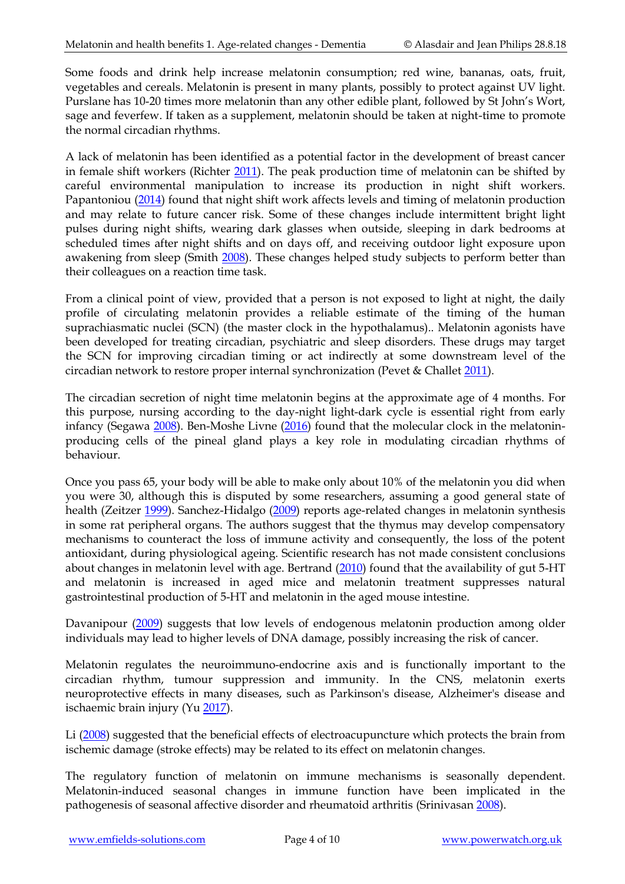Some foods and drink help increase melatonin consumption; red wine, bananas, oats, fruit, vegetables and cereals. Melatonin is present in many plants, possibly to protect against UV light. Purslane has 10-20 times more melatonin than any other edible plant, followed by St John's Wort, sage and feverfew. If taken as a supplement, melatonin should be taken at night-time to promote the normal circadian rhythms.

A lack of melatonin has been identified as a potential factor in the development of breast cancer in female shift workers (Richter 2011). The peak production time of melatonin can be shifted by careful environmental manipulation to increase its production in night shift workers. Papantoniou (2014) found that night shift work affects levels and timing of melatonin production and may relate to future cancer risk. Some of these changes include intermittent bright light pulses during night shifts, wearing dark glasses when outside, sleeping in dark bedrooms at scheduled times after night shifts and on days off, and receiving outdoor light exposure upon awakening from sleep (Smith 2008). These changes helped study subjects to perform better than their colleagues on a reaction time task.

From a clinical point of view, provided that a person is not exposed to light at night, the daily profile of circulating melatonin provides a reliable estimate of the timing of the human suprachiasmatic nuclei (SCN) (the master clock in the hypothalamus).. Melatonin agonists have been developed for treating circadian, psychiatric and sleep disorders. These drugs may target the SCN for improving circadian timing or act indirectly at some downstream level of the circadian network to restore proper internal synchronization (Pevet & Challet 2011).

The circadian secretion of night time melatonin begins at the approximate age of 4 months. For this purpose, nursing according to the day-night light-dark cycle is essential right from early infancy (Segawa 2008). Ben-Moshe Livne (2016) found that the molecular clock in the melatonin-producing cells of the pineal gland plays a key role in modulating circadian rhythms of behaviour.

Once you pass 65, your body will be able to make only about 10% of the melatonin you did when you were 30, although this is disputed by some researchers, assuming a good general state of health (Zeitzer 1999). Sanchez-Hidalgo (2009) reports age-related changes in melatonin synthesis in some rat peripheral organs. The authors suggest that the thymus may develop compensatory mechanisms to counteract the loss of immune activity and consequently, the loss of the potent antioxidant, during physiological ageing. Scientific research has not made consistent conclusions about changes in melatonin level with age. Bertrand (2010) found that the availability of gut 5-HT and melatonin is increased in aged mice and melatonin treatment suppresses natural gastrointestinal production of 5-HT and melatonin in the aged mouse intestine.

Davanipour (2009) suggests that low levels of endogenous melatonin production among older individuals may lead to higher levels of DNA damage, possibly increasing the risk of cancer.

Melatonin regulates the neuroimmuno-endocrine axis and is functionally important to the circadian rhythm, tumour suppression and immunity. In the CNS, melatonin exerts neuroprotective effects in many diseases, such as Parkinson's disease, Alzheimer's disease and ischaemic brain injury (Yu 2017).

Li (2008) suggested that the beneficial effects of electroacupuncture which protects the brain from ischemic damage (stroke effects) may be related to its effect on melatonin changes.

The regulatory function of melatonin on immune mechanisms is seasonally dependent. Melatonin-induced seasonal changes in immune function have been implicated in the pathogenesis of seasonal affective disorder and rheumatoid arthritis (Srinivasan 2008).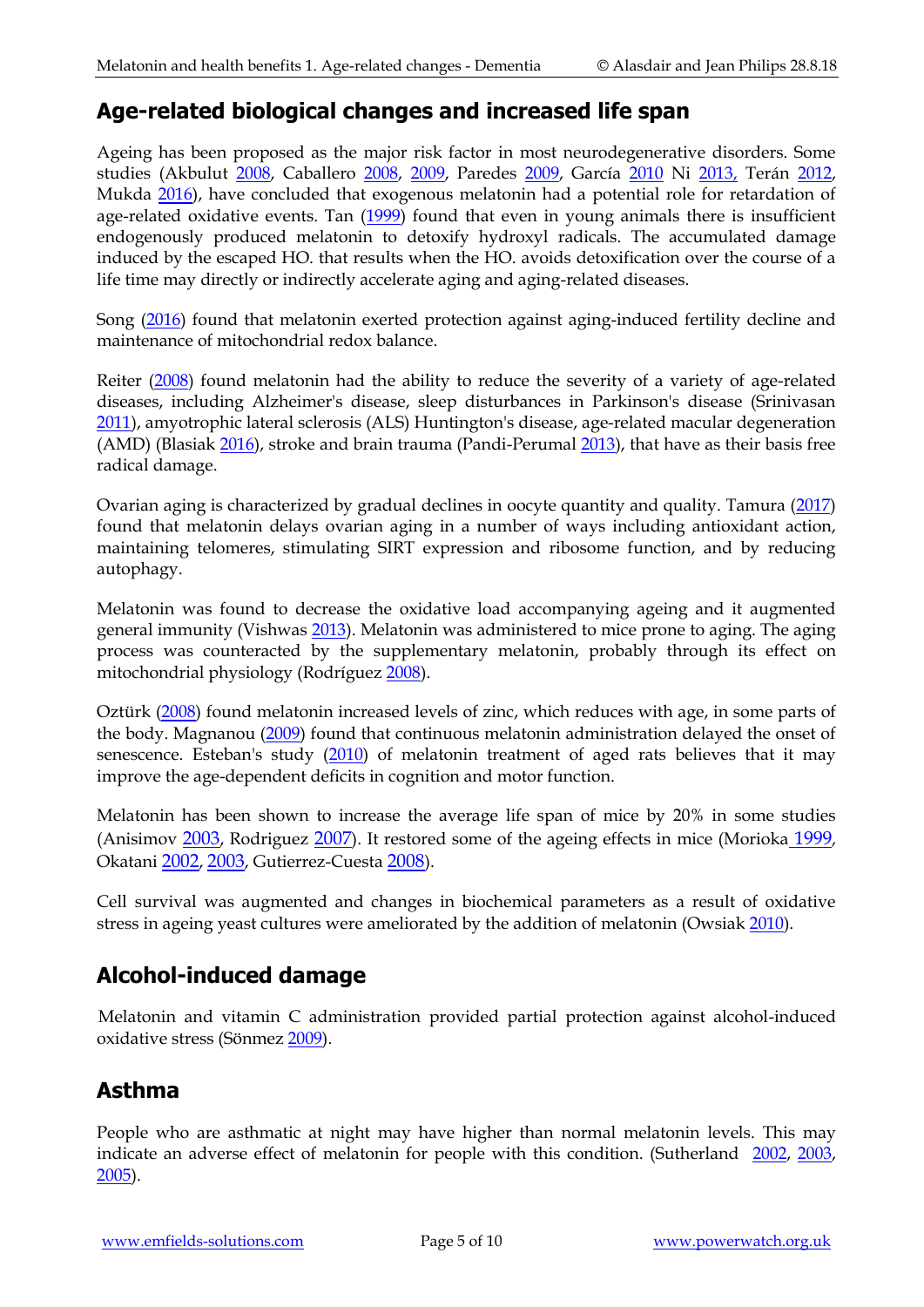## Age-related biological changes and increased life span

Ageing has been proposed as the major risk factor in most neurodegenerative disorders. Some studies (Akbulut 2008, Caballero 2008, 2009, Paredes 2009, García 2010 Ni 2013, Terán 2012, Mukda 2016), have concluded that exogenous melatonin had a potential role for retardation of age-related oxidative events. Tan (1999) found that even in young animals there is insufficient endogenously produced melatonin to detoxify hydroxyl radicals. The accumulated damage induced by the escaped HO. that results when the HO. avoids detoxification over the course of a life time may directly or indirectly accelerate aging and aging-related diseases.

Song (2016) found that melatonin exerted protection against aging-induced fertility decline and maintenance of mitochondrial redox balance.

Reiter (2008) found melatonin had the ability to reduce the severity of a variety of age-related diseases, including Alzheimer's disease, sleep disturbances in Parkinson's disease (Srinivasan 2011), amyotrophic lateral sclerosis (ALS) Huntington's disease, age-related macular degeneration (AMD) (Blasiak 2016), stroke and brain trauma (Pandi-Perumal 2013), that have as their basis free radical damage.

Ovarian aging is characterized by gradual declines in oocyte quantity and quality. Tamura (2017) found that melatonin delays ovarian aging in a number of ways including antioxidant action, maintaining telomeres, stimulating SIRT expression and ribosome function, and by reducing autophagy.

Melatonin was found to decrease the oxidative load accompanying ageing and it augmented general immunity (Vishwas 2013). Melatonin was administered to mice prone to aging. The aging process was counteracted by the supplementary melatonin, probably through its effect on mitochondrial physiology (Rodríguez 2008).

Oztürk (2008) found melatonin increased levels of zinc, which reduces with age, in some parts of the body. Magnanou (2009) found that continuous melatonin administration delayed the onset of senescence. Esteban's study (2010) of melatonin treatment of aged rats believes that it may improve the age-dependent deficits in cognition and motor function.

Melatonin has been shown to increase the average life span of mice by 20% in some studies (Anisimov 2003, Rodriguez 2007). It restored some of the ageing effects in mice (Morioka 1999, Okatani 2002, 2003, Gutierrez-Cuesta 2008).

Cell survival was augmented and changes in biochemical parameters as a result of oxidative stress in ageing yeast cultures were ameliorated by the addition of melatonin (Owsiak 2010).

## Alcohol-induced damage

Melatonin and vitamin C administration provided partial protection against alcohol-induced oxidative stress (Sönmez 2009).

## Asthma

People who are asthmatic at night may have higher than normal melatonin levels. This may indicate an adverse effect of melatonin for people with this condition. (Sutherland 2002, 2003, 2005).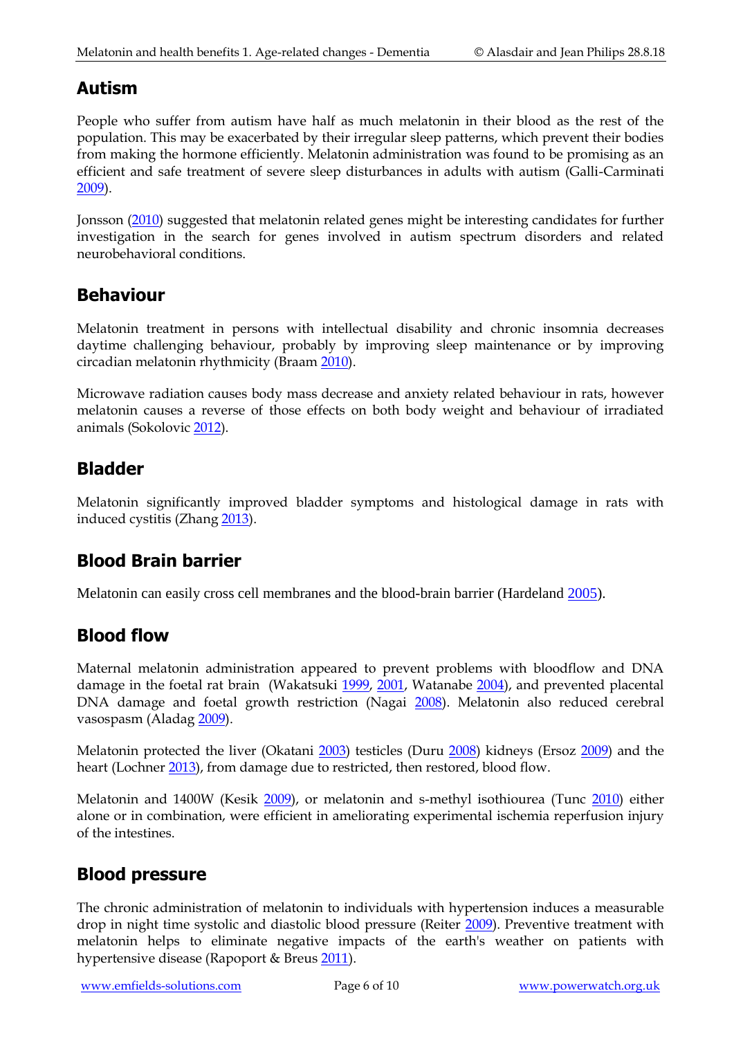## Autism

People who suffer from autism have half as much melatonin in their blood as the rest of the population. This may be exacerbated by their irregular sleep patterns, which prevent their bodies from making the hormone efficiently. Melatonin administration was found to be promising as an efficient and safe treatment of severe sleep disturbances in adults with autism (Galli-Carminati 2009).

Jonsson (2010) suggested that melatonin related genes might be interesting candidates for further investigation in the search for genes involved in autism spectrum disorders and related neurobehavioral conditions.

## Behaviour

Melatonin treatment in persons with intellectual disability and chronic insomnia decreases daytime challenging behaviour, probably by improving sleep maintenance or by improving circadian melatonin rhythmicity (Braam 2010).

Microwave radiation causes body mass decrease and anxiety related behaviour in rats, however melatonin causes a reverse of those effects on both body weight and behaviour of irradiated animals (Sokolovic 2012).

## Bladder

Melatonin significantly improved bladder symptoms and histological damage in rats with induced cystitis (Zhang 2013).

## Blood Brain barrier

Melatonin can easily cross cell membranes and the blood-brain barrier (Hardeland 2005).

## Blood flow

Maternal melatonin administration appeared to prevent problems with bloodflow and DNA damage in the foetal rat brain (Wakatsuki 1999, 2001, Watanabe 2004), and prevented placental DNA damage and foetal growth restriction (Nagai 2008). Melatonin also reduced cerebral vasospasm (Aladag 2009).

Melatonin protected the liver (Okatani 2003) testicles (Duru 2008) kidneys (Ersoz 2009) and the heart (Lochner 2013), from damage due to restricted, then restored, blood flow.

Melatonin and 1400W (Kesik 2009), or melatonin and s-methyl isothiourea (Tunc 2010) either alone or in combination, were efficient in ameliorating experimental ischemia reperfusion injury of the intestines.

## Blood pressure

The chronic administration of melatonin to individuals with hypertension induces a measurable drop in night time systolic and diastolic blood pressure (Reiter 2009). Preventive treatment with melatonin helps to eliminate negative impacts of the earth's weather on patients with hypertensive disease (Rapoport & Breus 2011).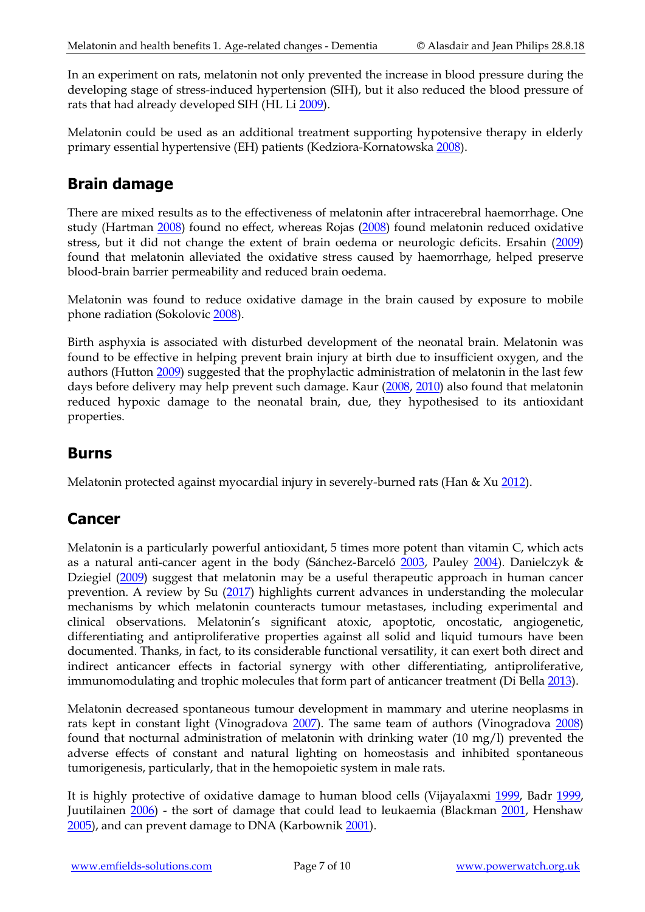In an experiment on rats, melatonin not only prevented the increase in blood pressure during the developing stage of stress-induced hypertension (SIH), but it also reduced the blood pressure of rats that had already developed SIH (HL Li 2009).

Melatonin could be used as an additional treatment supporting hypotensive therapy in elderly primary essential hypertensive (EH) patients (Kedziora-Kornatowska 2008).

## Brain damage

There are mixed results as to the effectiveness of melatonin after intracerebral haemorrhage. One study (Hartman 2008) found no effect, whereas Rojas (2008) found melatonin reduced oxidative stress, but it did not change the extent of brain oedema or neurologic deficits. Ersahin (2009) found that melatonin alleviated the oxidative stress caused by haemorrhage, helped preserve blood-brain barrier permeability and reduced brain oedema.

Melatonin was found to reduce oxidative damage in the brain caused by exposure to mobile phone radiation (Sokolovic 2008).

Birth asphyxia is associated with disturbed development of the neonatal brain. Melatonin was found to be effective in helping prevent brain injury at birth due to insufficient oxygen, and the authors (Hutton 2009) suggested that the prophylactic administration of melatonin in the last few days before delivery may help prevent such damage. Kaur (2008, 2010) also found that melatonin reduced hypoxic damage to the neonatal brain, due, they hypothesised to its antioxidant properties.

## Burns

Melatonin protected against myocardial injury in severely-burned rats (Han & Xu 2012).

## Cancer

Melatonin is a particularly powerful antioxidant, 5 times more potent than vitamin C, which acts as a natural anti-cancer agent in the body (Sánchez-Barceló 2003, Pauley 2004). Danielczyk & Dziegiel (2009) suggest that melatonin may be a useful therapeutic approach in human cancer prevention. A review by Su (2017) highlights current advances in understanding the molecular mechanisms by which melatonin counteracts tumour metastases, including experimental and clinical observations. Melatonin's significant atoxic, apoptotic, oncostatic, angiogenetic, differentiating and antiproliferative properties against all solid and liquid tumours have been documented. Thanks, in fact, to its considerable functional versatility, it can exert both direct and indirect anticancer effects in factorial synergy with other differentiating, antiproliferative, immunomodulating and trophic molecules that form part of anticancer treatment (Di Bella 2013).

Melatonin decreased spontaneous tumour development in mammary and uterine neoplasms in rats kept in constant light (Vinogradova 2007). The same team of authors (Vinogradova 2008) found that nocturnal administration of melatonin with drinking water (10 mg/l) prevented the adverse effects of constant and natural lighting on homeostasis and inhibited spontaneous tumorigenesis, particularly, that in the hemopoietic system in male rats.

It is highly protective of oxidative damage to human blood cells (Vijayalaxmi 1999, Badr 1999, Juutilainen 2006) - the sort of damage that could lead to leukaemia (Blackman 2001, Henshaw 2005), and can prevent damage to DNA (Karbownik 2001).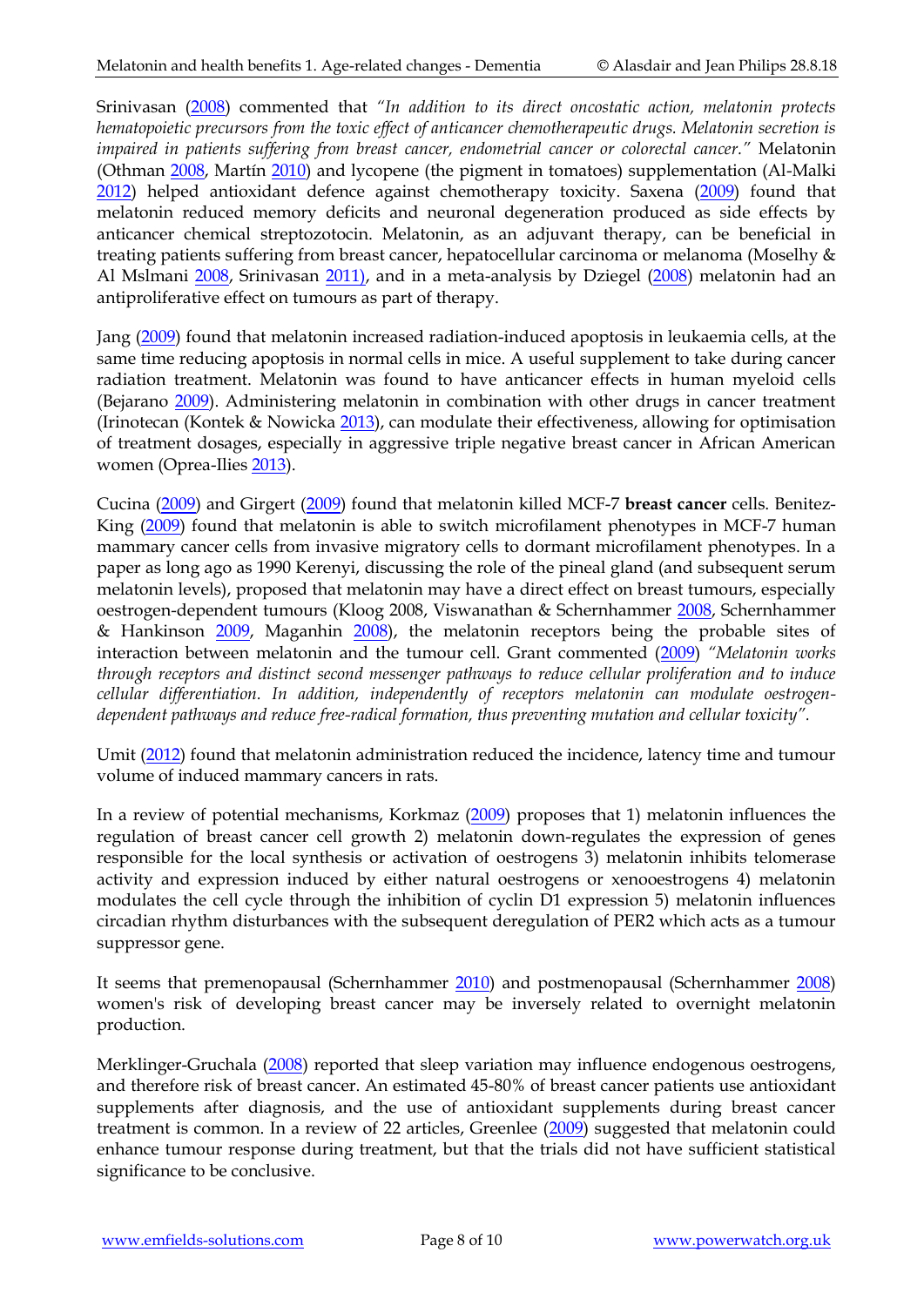Srinivasan (2008) commented that *"In addition to its direct oncostatic action, melatonin protects hematopoietic precursors from the toxic effect of anticancer chemotherapeutic drugs. Melatonin secretion is impaired in patients suffering from breast cancer, endometrial cancer or colorectal cancer."* Melatonin (Othman 2008, Martín 2010) and lycopene (the pigment in tomatoes) supplementation (Al-Malki 2012) helped antioxidant defence against chemotherapy toxicity. Saxena (2009) found that melatonin reduced memory deficits and neuronal degeneration produced as side effects by anticancer chemical streptozotocin. Melatonin, as an adjuvant therapy, can be beneficial in treating patients suffering from breast cancer, hepatocellular carcinoma or melanoma (Moselhy & Al Mslmani 2008, Srinivasan 2011), and in a meta-analysis by Dziegel (2008) melatonin had an antiproliferative effect on tumours as part of therapy.

Jang (2009) found that melatonin increased radiation-induced apoptosis in leukaemia cells, at the same time reducing apoptosis in normal cells in mice. A useful supplement to take during cancer radiation treatment. Melatonin was found to have anticancer effects in human myeloid cells (Bejarano 2009). Administering melatonin in combination with other drugs in cancer treatment (Irinotecan (Kontek & Nowicka 2013), can modulate their effectiveness, allowing for optimisation of treatment dosages, especially in aggressive triple negative breast cancer in African American women (Oprea-Ilies 2013).

Cucina (2009) and Girgert (2009) found that melatonin killed MCF-7 **breast cancer** cells. Benitez-King (2009) found that melatonin is able to switch microfilament phenotypes in MCF-7 human mammary cancer cells from invasive migratory cells to dormant microfilament phenotypes. In a paper as long ago as 1990 Kerenyi, discussing the role of the pineal gland (and subsequent serum melatonin levels), proposed that melatonin may have a direct effect on breast tumours, especially oestrogen-dependent tumours (Kloog 2008, Viswanathan & Schernhammer 2008, Schernhammer & Hankinson 2009, Maganhin 2008), the melatonin receptors being the probable sites of interaction between melatonin and the tumour cell. Grant commented (2009) *"Melatonin works through receptors and distinct second messenger pathways to reduce cellular proliferation and to induce cellular differentiation. In addition, independently of receptors melatonin can modulate oestrogen-dependent pathways and reduce free-radical formation, thus preventing mutation and cellular toxicity"*.

Umit (2012) found that melatonin administration reduced the incidence, latency time and tumour volume of induced mammary cancers in rats.

In a review of potential mechanisms, Korkmaz (2009) proposes that 1) melatonin influences the regulation of breast cancer cell growth 2) melatonin down-regulates the expression of genes responsible for the local synthesis or activation of oestrogens 3) melatonin inhibits telomerase activity and expression induced by either natural oestrogens or xenooestrogens 4) melatonin modulates the cell cycle through the inhibition of cyclin D1 expression 5) melatonin influences circadian rhythm disturbances with the subsequent deregulation of PER2 which acts as a tumour suppressor gene.

It seems that premenopausal (Schernhammer 2010) and postmenopausal (Schernhammer 2008) women's risk of developing breast cancer may be inversely related to overnight melatonin production.

Merklinger-Gruchala (2008) reported that sleep variation may influence endogenous oestrogens, and therefore risk of breast cancer. An estimated 45-80% of breast cancer patients use antioxidant supplements after diagnosis, and the use of antioxidant supplements during breast cancer treatment is common. In a review of 22 articles, Greenlee (2009) suggested that melatonin could enhance tumour response during treatment, but that the trials did not have sufficient statistical significance to be conclusive.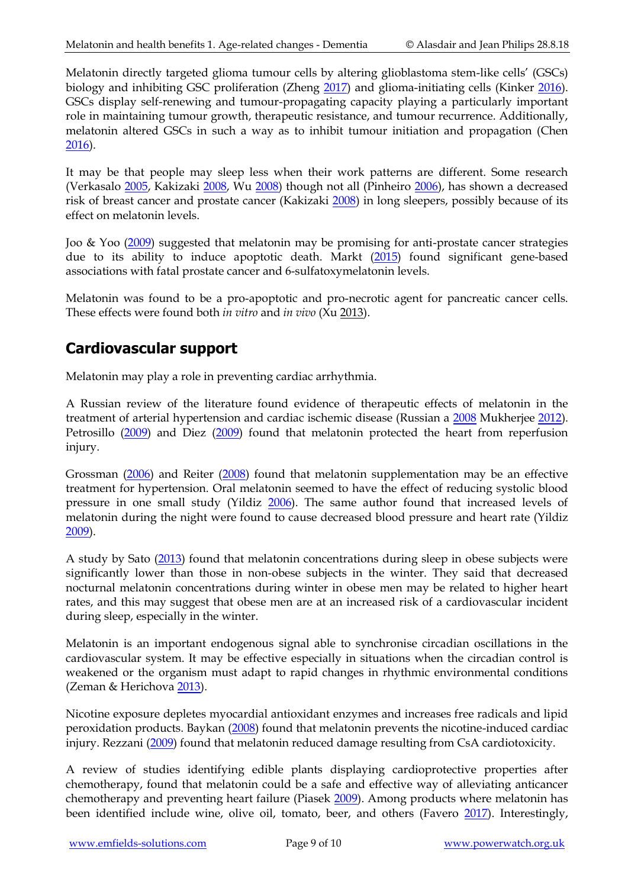Melatonin directly targeted glioma tumour cells by altering glioblastoma stem-like cells' (GSCs) biology and inhibiting GSC proliferation (Zheng 2017) and glioma-initiating cells (Kinker 2016). GSCs display self-renewing and tumour-propagating capacity playing a particularly important role in maintaining tumour growth, therapeutic resistance, and tumour recurrence. Additionally, melatonin altered GSCs in such a way as to inhibit tumour initiation and propagation (Chen 2016).

It may be that people may sleep less when their work patterns are different. Some research (Verkasalo 2005, Kakizaki 2008, Wu 2008) though not all (Pinheiro 2006), has shown a decreased risk of breast cancer and prostate cancer (Kakizaki 2008) in long sleepers, possibly because of its effect on melatonin levels.

Joo & Yoo (2009) suggested that melatonin may be promising for anti-prostate cancer strategies due to its ability to induce apoptotic death. Markt (2015) found significant gene-based associations with fatal prostate cancer and 6-sulfatoxymelatonin levels.

Melatonin was found to be a pro-apoptotic and pro-necrotic agent for pancreatic cancer cells. These effects were found both *in vitro* and *in vivo* (Xu 2013).

## Cardiovascular support

Melatonin may play a role in preventing cardiac arrhythmia.

A Russian review of the literature found evidence of therapeutic effects of melatonin in the treatment of arterial hypertension and cardiac ischemic disease (Russian a 2008 Mukherjee 2012). Petrosillo (2009) and Diez (2009) found that melatonin protected the heart from reperfusion injury.

Grossman (2006) and Reiter (2008) found that melatonin supplementation may be an effective treatment for hypertension. Oral melatonin seemed to have the effect of reducing systolic blood pressure in one small study (Yildiz 2006). The same author found that increased levels of melatonin during the night were found to cause decreased blood pressure and heart rate (Yildiz 2009).

A study by Sato (2013) found that melatonin concentrations during sleep in obese subjects were significantly lower than those in non-obese subjects in the winter. They said that decreased nocturnal melatonin concentrations during winter in obese men may be related to higher heart rates, and this may suggest that obese men are at an increased risk of a cardiovascular incident during sleep, especially in the winter.

Melatonin is an important endogenous signal able to synchronise circadian oscillations in the cardiovascular system. It may be effective especially in situations when the circadian control is weakened or the organism must adapt to rapid changes in rhythmic environmental conditions (Zeman & Herichova 2013).

Nicotine exposure depletes myocardial antioxidant enzymes and increases free radicals and lipid peroxidation products. Baykan (2008) found that melatonin prevents the nicotine-induced cardiac injury. Rezzani (2009) found that melatonin reduced damage resulting from CsA cardiotoxicity.

A review of studies identifying edible plants displaying cardioprotective properties after chemotherapy, found that melatonin could be a safe and effective way of alleviating anticancer chemotherapy and preventing heart failure (Piasek 2009). Among products where melatonin has been identified include wine, olive oil, tomato, beer, and others (Favero 2017). Interestingly,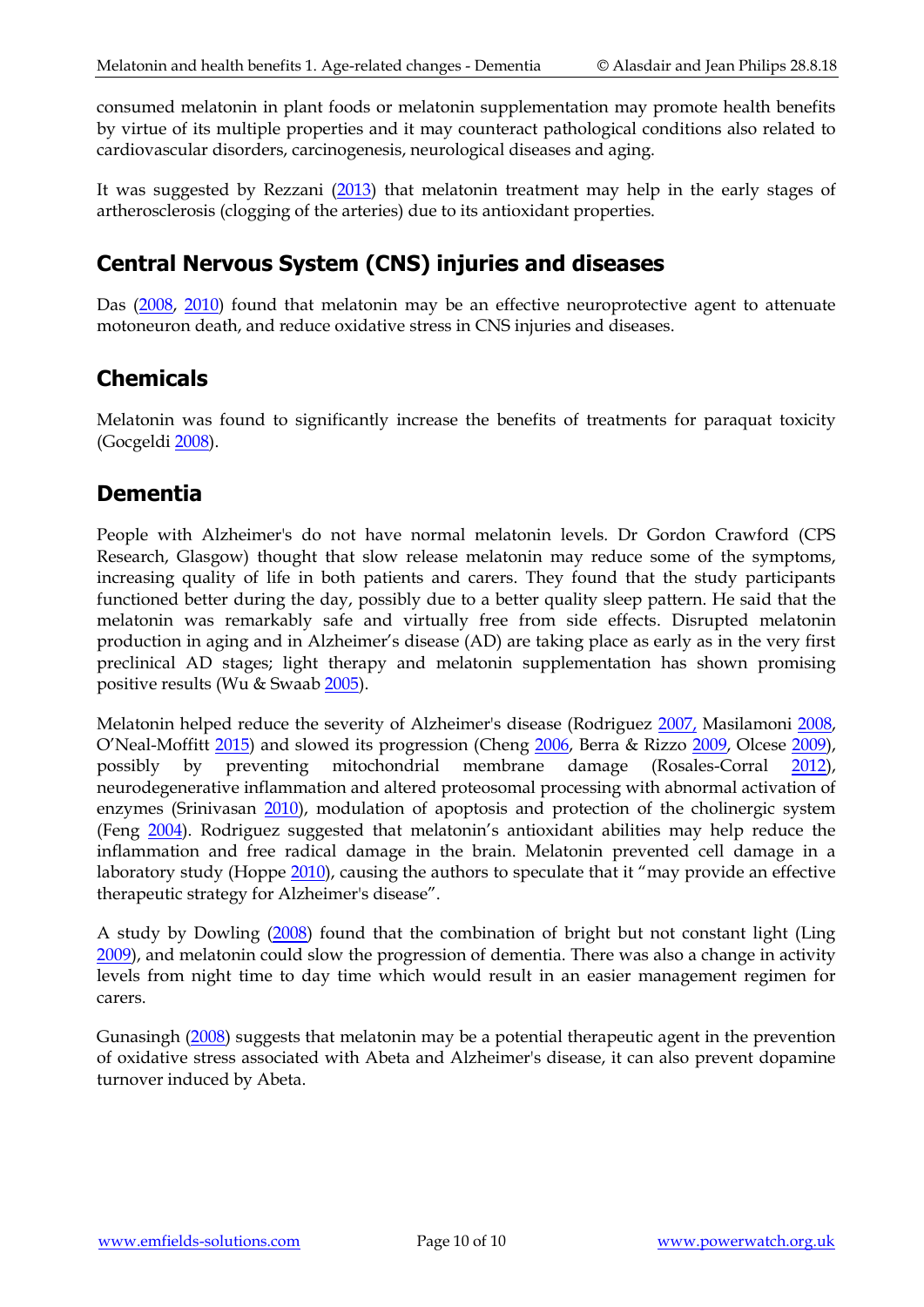consumed melatonin in plant foods or melatonin supplementation may promote health benefits by virtue of its multiple properties and it may counteract pathological conditions also related to cardiovascular disorders, carcinogenesis, neurological diseases and aging.

It was suggested by Rezzani (2013) that melatonin treatment may help in the early stages of artherosclerosis (clogging of the arteries) due to its antioxidant properties.

## Central Nervous System (CNS) injuries and diseases

Das (2008, 2010) found that melatonin may be an effective neuroprotective agent to attenuate motoneuron death, and reduce oxidative stress in CNS injuries and diseases.

## Chemicals

Melatonin was found to significantly increase the benefits of treatments for paraquat toxicity (Gocgeldi 2008).

## Dementia

People with Alzheimer's do not have normal melatonin levels. Dr Gordon Crawford (CPS Research, Glasgow) thought that slow release melatonin may reduce some of the symptoms, increasing quality of life in both patients and carers. They found that the study participants functioned better during the day, possibly due to a better quality sleep pattern. He said that the melatonin was remarkably safe and virtually free from side effects. Disrupted melatonin production in aging and in Alzheimer's disease (AD) are taking place as early as in the very first preclinical AD stages; light therapy and melatonin supplementation has shown promising positive results (Wu & Swaab 2005).

Melatonin helped reduce the severity of Alzheimer's disease (Rodriguez 2007, Masilamoni 2008, O'Neal-Moffitt 2015) and slowed its progression (Cheng 2006, Berra & Rizzo 2009, Olcese 2009), possibly by preventing mitochondrial membrane damage (Rosales-Corral 2012), neurodegenerative inflammation and altered proteosomal processing with abnormal activation of enzymes (Srinivasan 2010), modulation of apoptosis and protection of the cholinergic system (Feng 2004). Rodriguez suggested that melatonin's antioxidant abilities may help reduce the inflammation and free radical damage in the brain. Melatonin prevented cell damage in a laboratory study (Hoppe 2010), causing the authors to speculate that it "may provide an effective therapeutic strategy for Alzheimer's disease".

A study by Dowling (2008) found that the combination of bright but not constant light (Ling 2009), and melatonin could slow the progression of dementia. There was also a change in activity levels from night time to day time which would result in an easier management regimen for carers.

Gunasingh (2008) suggests that melatonin may be a potential therapeutic agent in the prevention of oxidative stress associated with Abeta and Alzheimer's disease, it can also prevent dopamine turnover induced by Abeta.